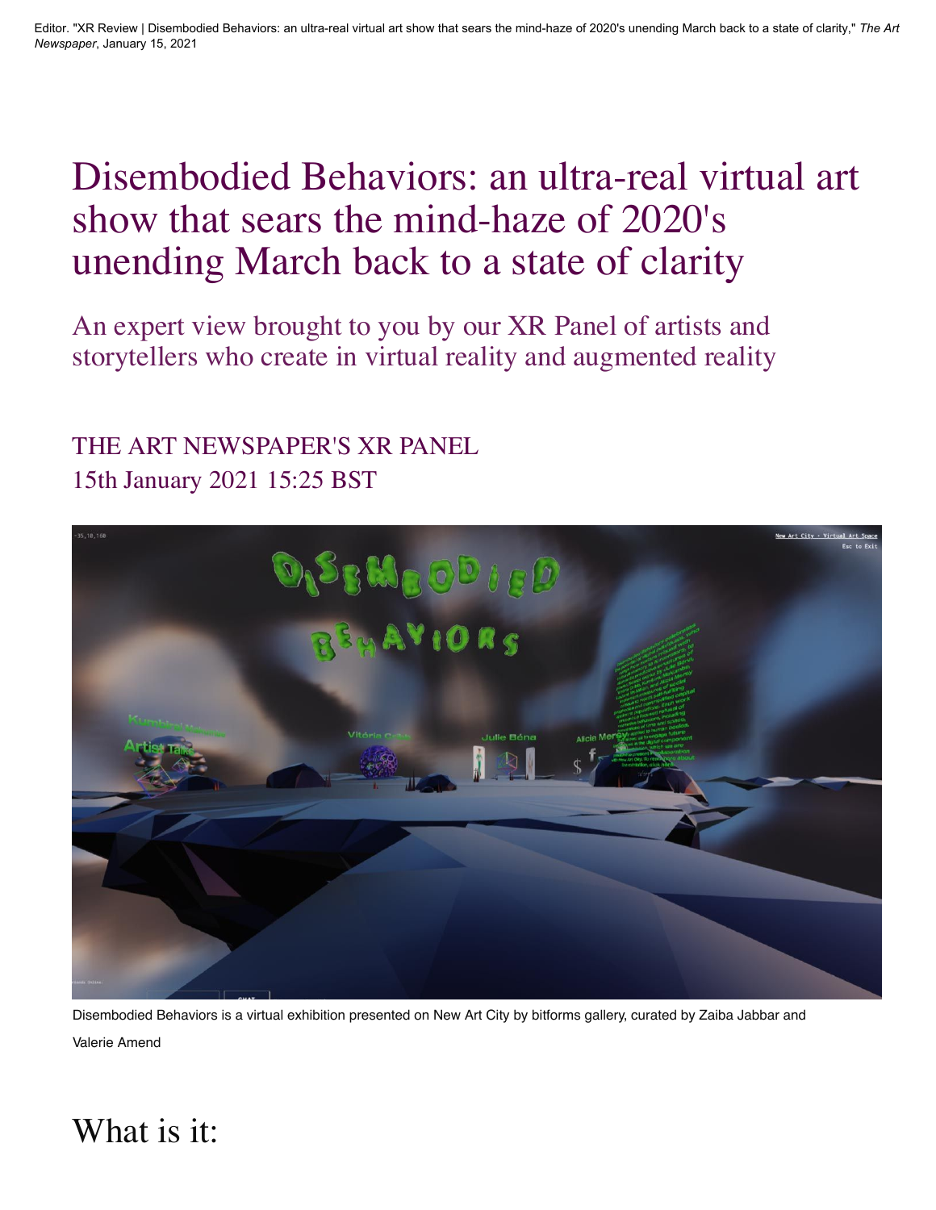Editor. "XR Review | Disembodied Behaviors: an ultra-real virtual art show that sears the mind-haze of 2020's unending March back to a state of clarity," *The Art Newspaper*, January 15, 2021

# Disembodied Behaviors: an ultra-real virtual art show that sears the mind-haze of 2020's unending March back to a state of clarity

## An expert view brought to you by our XR Panel of artists and storytellers who create in virtual reality and augmented reality

THE ART NEWSPAPER'S XR PANEL
15th January 2021 15:25 BST

Disembodied Behaviors is a virtual exhibition presented on New Art City by bitforms gallery, curated by Zaiba Jabbar and Valerie Amend

# What is it: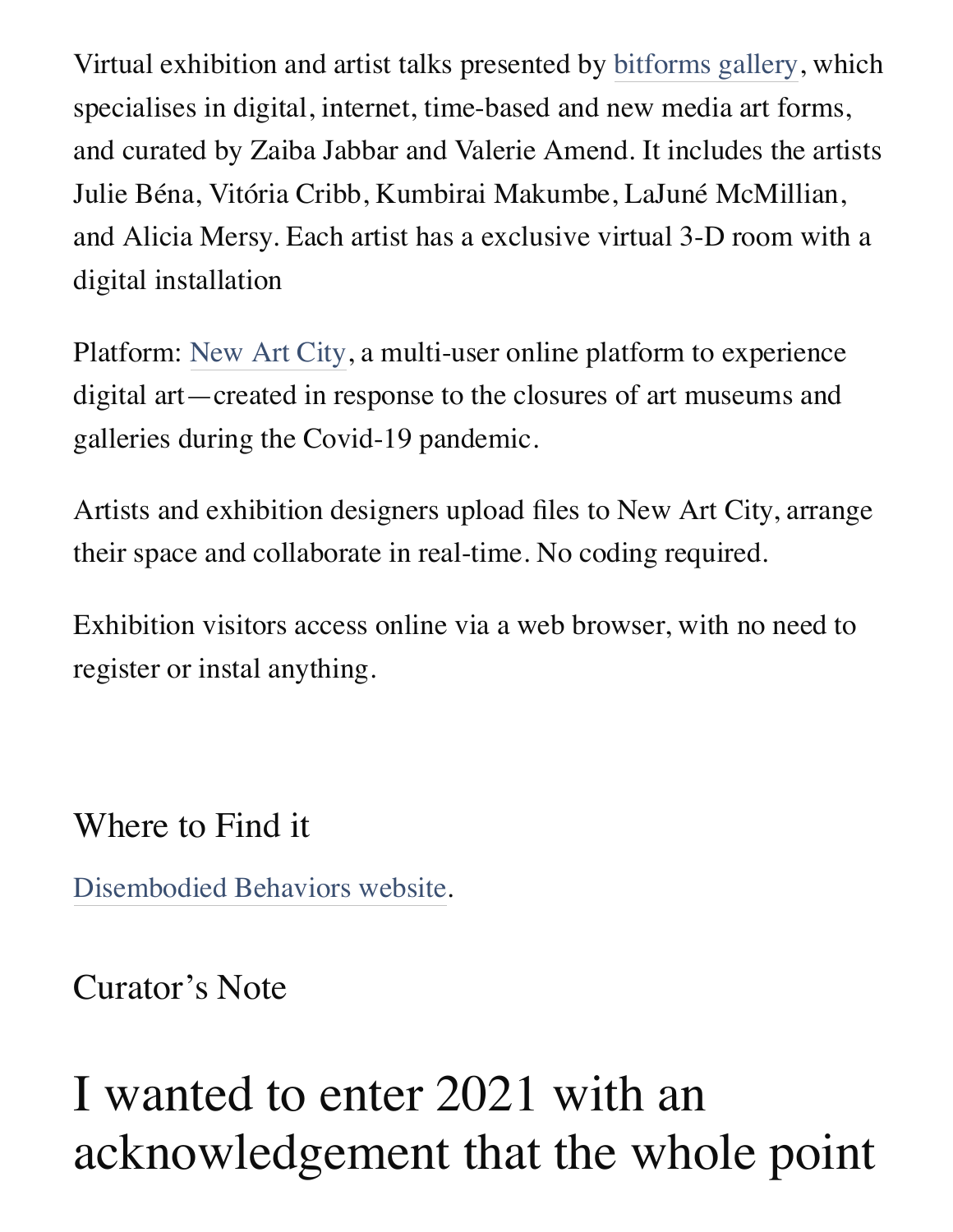Virtual exhibition and artist talks presented by bitforms gallery, which specialises in digital, internet, time-based and new media art forms, and curated by Zaiba Jabbar and Valerie Amend. It includes the artists Julie Béna, Vitória Cribb, Kumbirai Makumbe, LaJuné McMillian, and Alicia Mersy. Each artist has a exclusive virtual 3-D room with a digital installation

Platform: New Art City, a multi-user online platform to experience digital art—created in response to the closures of art museums and galleries during the Covid-19 pandemic.

Artists and exhibition designers upload files to New Art City, arrange their space and collaborate in real-time. No coding required.

Exhibition visitors access online via a web browser, with no need to register or instal anything.

## Where to Find it

Disembodied Behaviors website.

## Curator's Note

# I wanted to enter 2021 with an acknowledgement that the whole point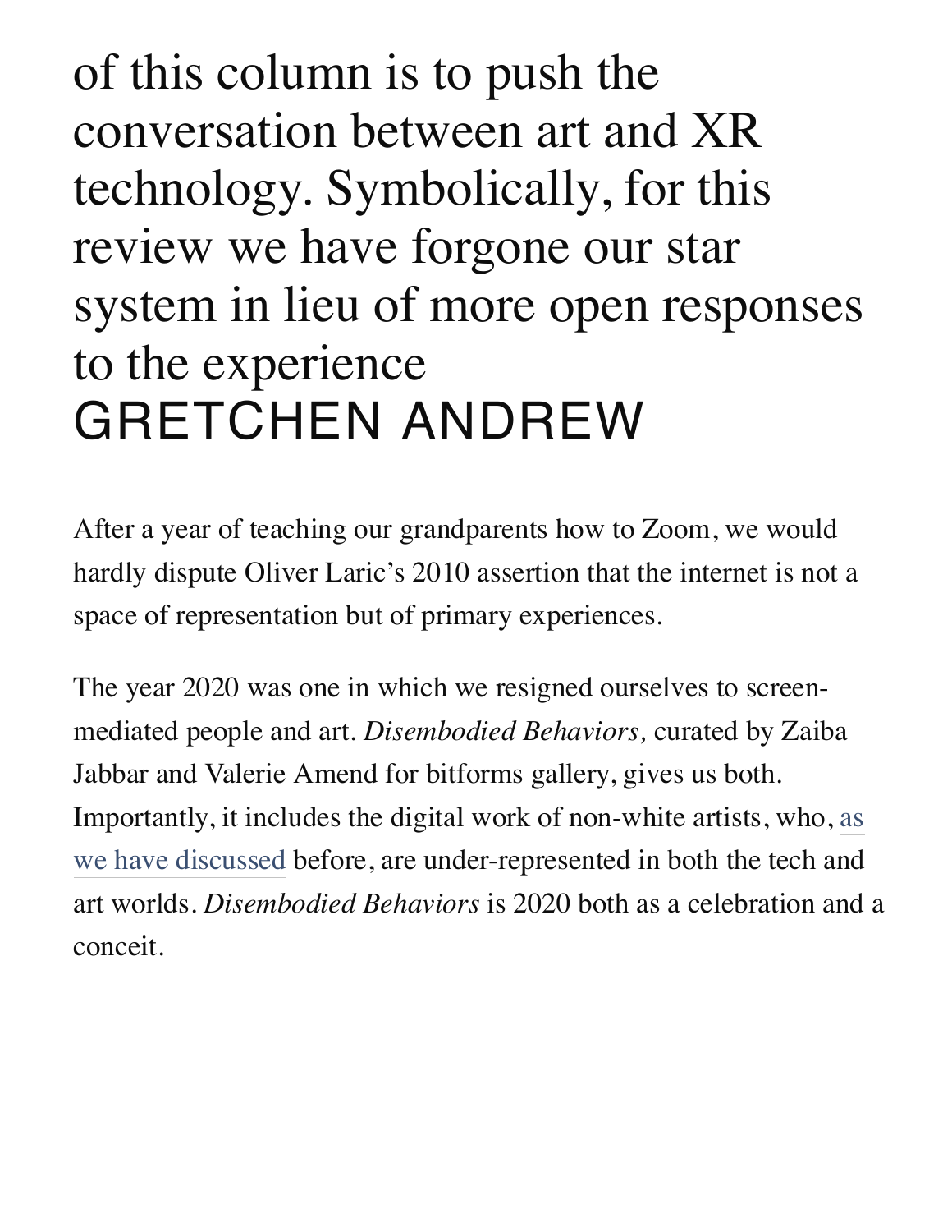of this column is to push the conversation between art and XR technology. Symbolically, for this review we have forgone our star system in lieu of more open responses to the experience

GRETCHEN ANDREW

After a year of teaching our grandparents how to Zoom, we would hardly dispute Oliver Laric's 2010 assertion that the internet is not a space of representation but of primary experiences.

The year 2020 was one in which we resigned ourselves to screen-mediated people and art. *Disembodied Behaviors,* curated by Zaiba Jabbar and Valerie Amend for bitforms gallery, gives us both. Importantly, it includes the digital work of non-white artists, who, as we have discussed before, are under-represented in both the tech and art worlds. *Disembodied Behaviors* is 2020 both as a celebration and a conceit.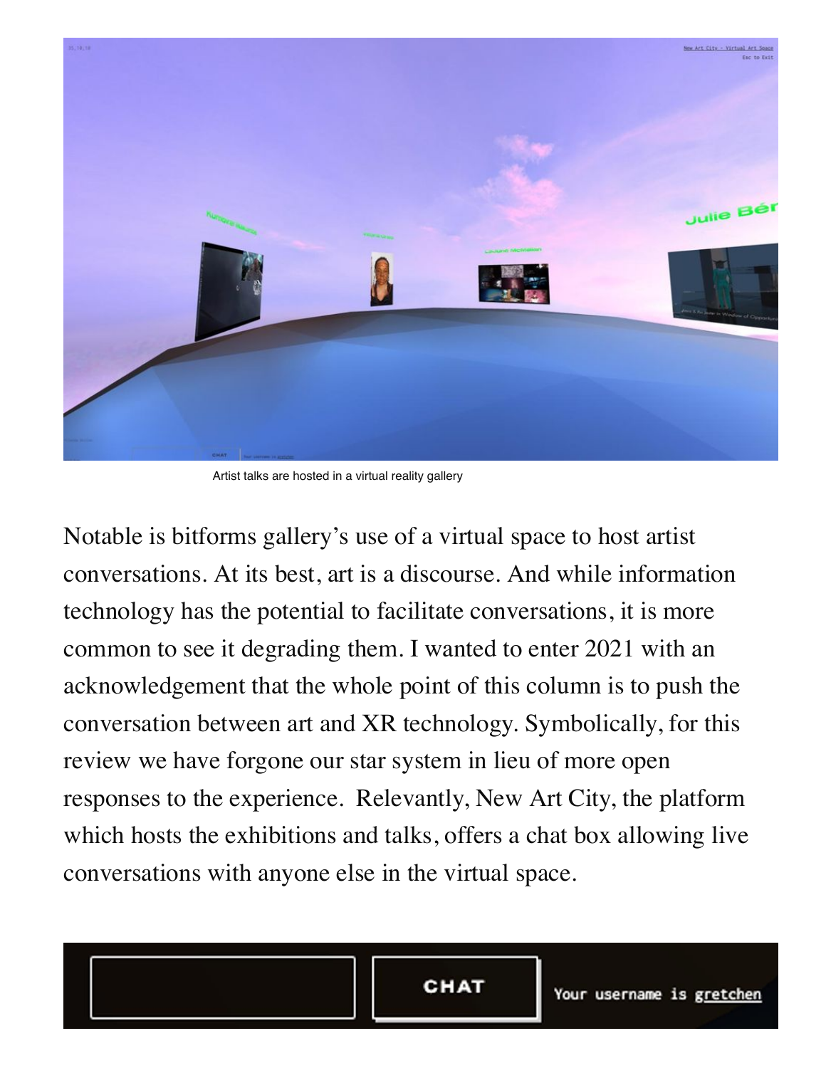Artist talks are hosted in a virtual reality gallery

Notable is bitforms gallery's use of a virtual space to host artist conversations. At its best, art is a discourse. And while information technology has the potential to facilitate conversations, it is more common to see it degrading them. I wanted to enter 2021 with an acknowledgement that the whole point of this column is to push the conversation between art and XR technology. Symbolically, for this review we have forgone our star system in lieu of more open responses to the experience.  Relevantly, New Art City, the platform which hosts the exhibitions and talks, offers a chat box allowing live conversations with anyone else in the virtual space.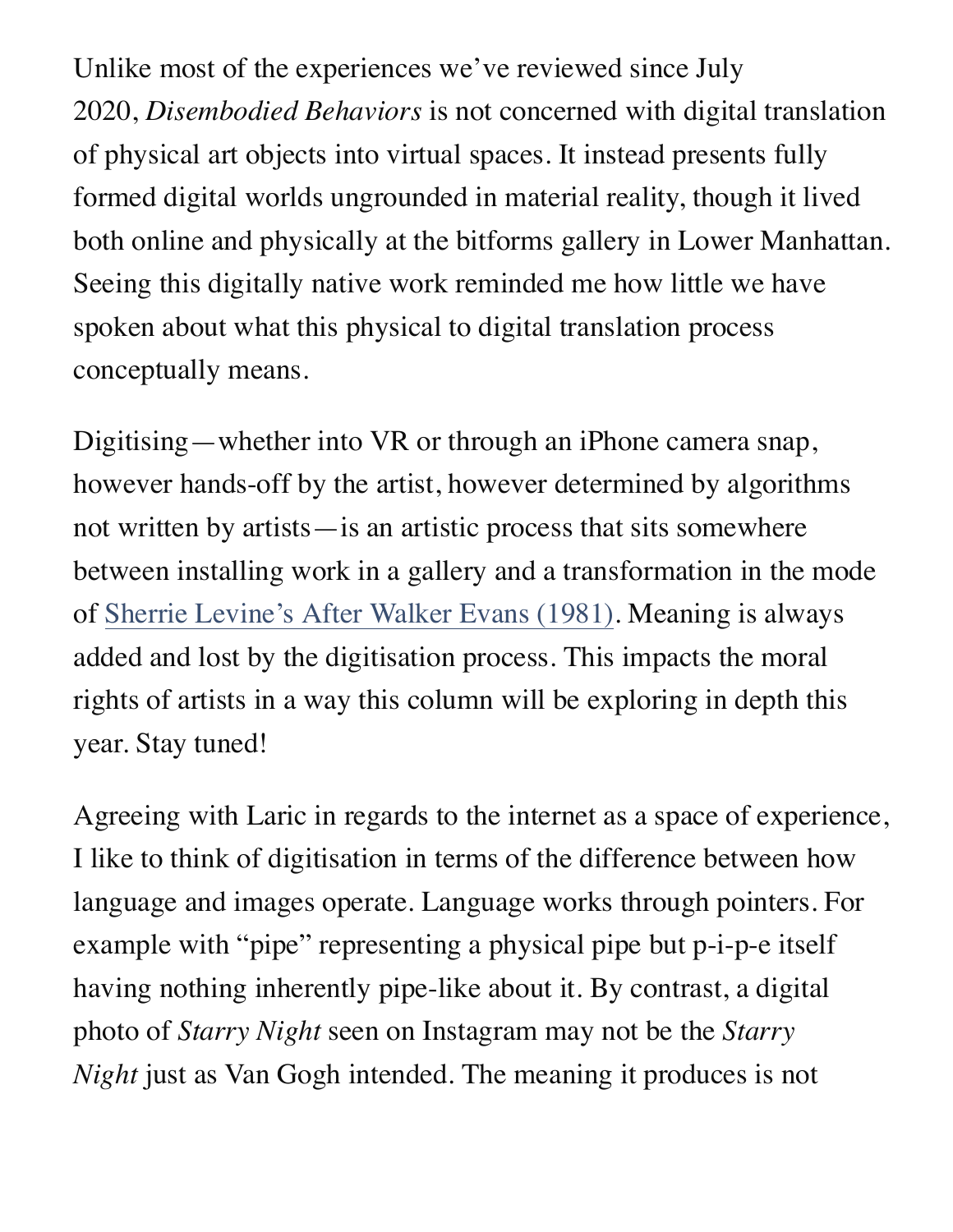Unlike most of the experiences we've reviewed since July 2020, *Disembodied Behaviors* is not concerned with digital translation of physical art objects into virtual spaces. It instead presents fully formed digital worlds ungrounded in material reality, though it lived both online and physically at the bitforms gallery in Lower Manhattan. Seeing this digitally native work reminded me how little we have spoken about what this physical to digital translation process conceptually means.

Digitising—whether into VR or through an iPhone camera snap, however hands-off by the artist, however determined by algorithms not written by artists—is an artistic process that sits somewhere between installing work in a gallery and a transformation in the mode of Sherrie Levine's After Walker Evans (1981). Meaning is always added and lost by the digitisation process. This impacts the moral rights of artists in a way this column will be exploring in depth this year. Stay tuned!

Agreeing with Laric in regards to the internet as a space of experience, I like to think of digitisation in terms of the difference between how language and images operate. Language works through pointers. For example with "pipe" representing a physical pipe but p-i-p-e itself having nothing inherently pipe-like about it. By contrast, a digital photo of *Starry Night* seen on Instagram may not be the *Starry Night* just as Van Gogh intended. The meaning it produces is not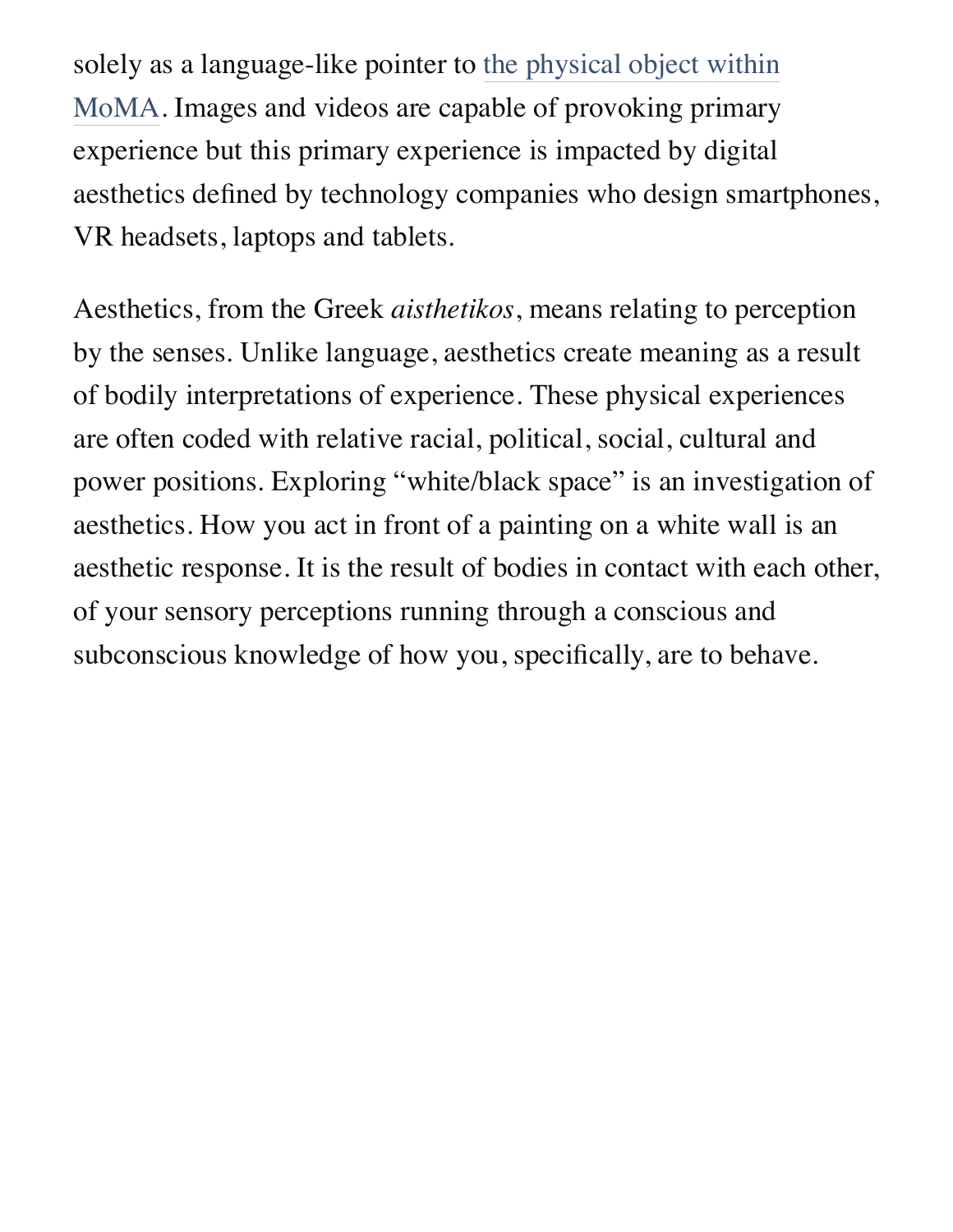solely as a language-like pointer to the physical object within MoMA. Images and videos are capable of provoking primary experience but this primary experience is impacted by digital aesthetics defined by technology companies who design smartphones, VR headsets, laptops and tablets.

Aesthetics, from the Greek *aisthetikos*, means relating to perception by the senses. Unlike language, aesthetics create meaning as a result of bodily interpretations of experience. These physical experiences are often coded with relative racial, political, social, cultural and power positions. Exploring "white/black space" is an investigation of aesthetics. How you act in front of a painting on a white wall is an aesthetic response. It is the result of bodies in contact with each other, of your sensory perceptions running through a conscious and subconscious knowledge of how you, specifically, are to behave.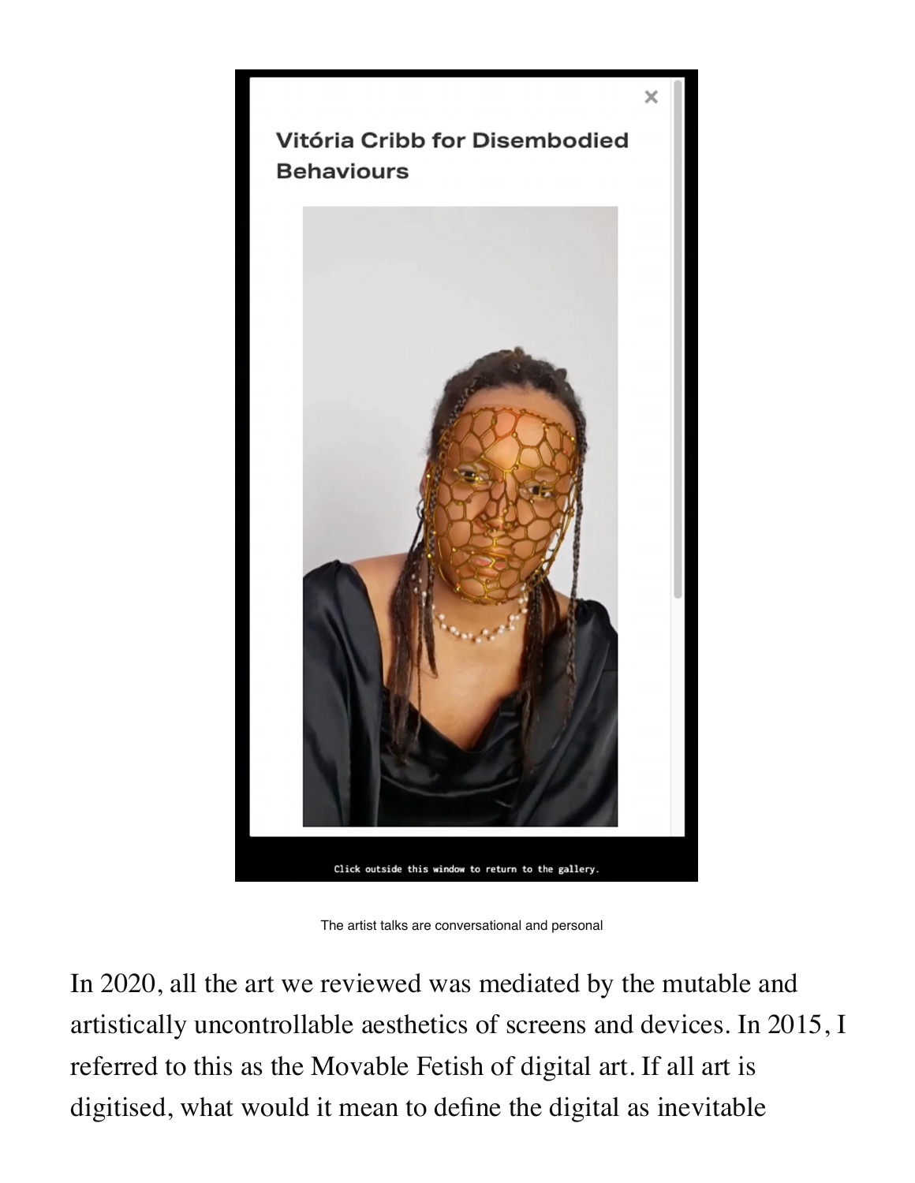Vitória Cribb for Disembodied Behaviours

Click outside this window to return to the gallery.

The artist talks are conversational and personal

In 2020, all the art we reviewed was mediated by the mutable and artistically uncontrollable aesthetics of screens and devices. In 2015, I referred to this as the Movable Fetish of digital art. If all art is digitised, what would it mean to define the digital as inevitable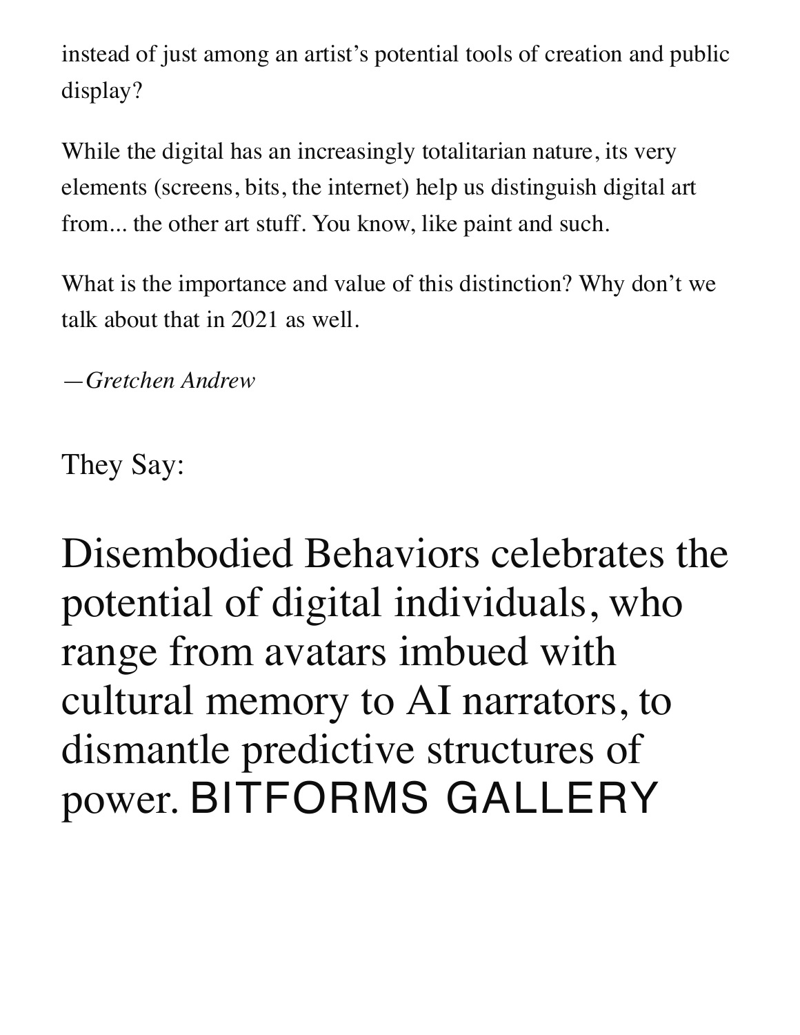instead of just among an artist's potential tools of creation and public display?

While the digital has an increasingly totalitarian nature, its very elements (screens, bits, the internet) help us distinguish digital art from... the other art stuff. You know, like paint and such.

What is the importance and value of this distinction? Why don't we talk about that in 2021 as well.

*—Gretchen Andrew*

They Say:

## Disembodied Behaviors celebrates the potential of digital individuals, who range from avatars imbued with cultural memory to AI narrators, to dismantle predictive structures of power. BITFORMS GALLERY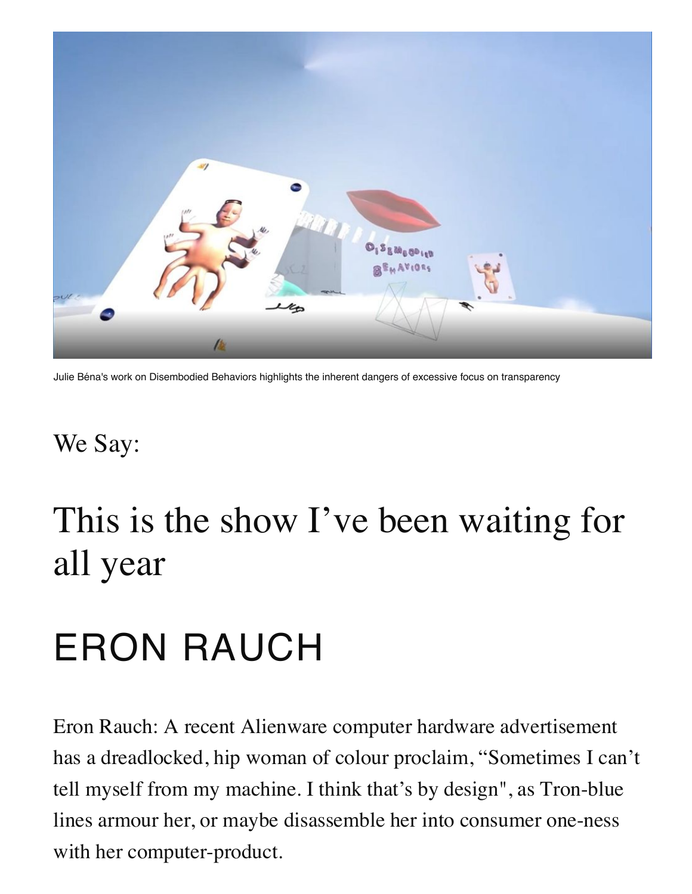Julie Béna's work on Disembodied Behaviors highlights the inherent dangers of excessive focus on transparency

We Say:

# This is the show I've been waiting for all year

# ERON RAUCH

Eron Rauch: A recent Alienware computer hardware advertisement has a dreadlocked, hip woman of colour proclaim, "Sometimes I can't tell myself from my machine. I think that's by design", as Tron-blue lines armour her, or maybe disassemble her into consumer one-ness with her computer-product.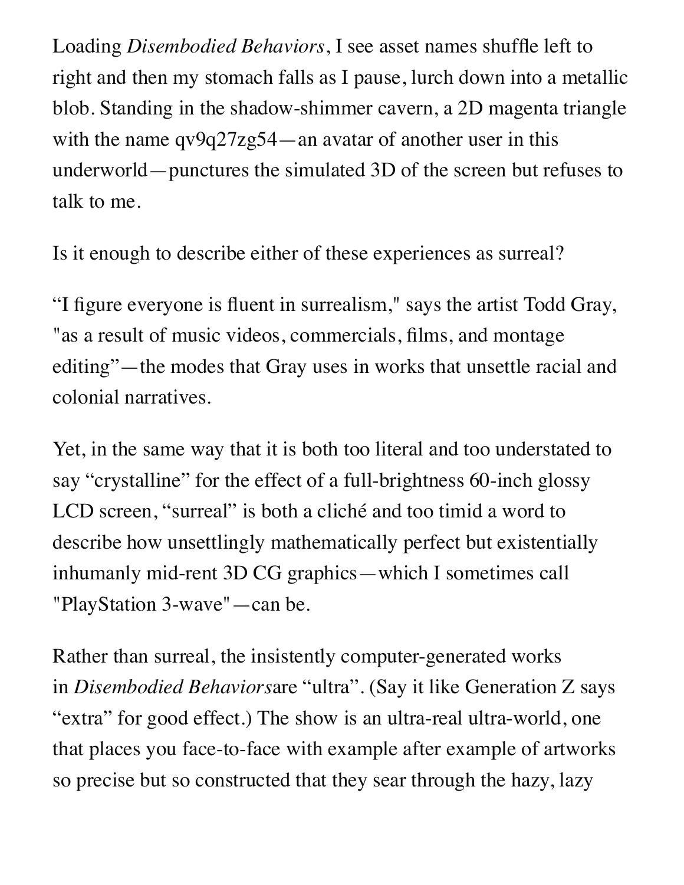Loading *Disembodied Behaviors*, I see asset names shuffle left to right and then my stomach falls as I pause, lurch down into a metallic blob. Standing in the shadow-shimmer cavern, a 2D magenta triangle with the name qv9q27zg54—an avatar of another user in this underworld—punctures the simulated 3D of the screen but refuses to talk to me.

Is it enough to describe either of these experiences as surreal?

"I figure everyone is fluent in surrealism," says the artist Todd Gray, "as a result of music videos, commercials, films, and montage editing"—the modes that Gray uses in works that unsettle racial and colonial narratives.

Yet, in the same way that it is both too literal and too understated to say "crystalline" for the effect of a full-brightness 60-inch glossy LCD screen, "surreal" is both a cliché and too timid a word to describe how unsettlingly mathematically perfect but existentially inhumanly mid-rent 3D CG graphics—which I sometimes call "PlayStation 3-wave"—can be.

Rather than surreal, the insistently computer-generated works in *Disembodied Behaviors*are "ultra". (Say it like Generation Z says "extra" for good effect.) The show is an ultra-real ultra-world, one that places you face-to-face with example after example of artworks so precise but so constructed that they sear through the hazy, lazy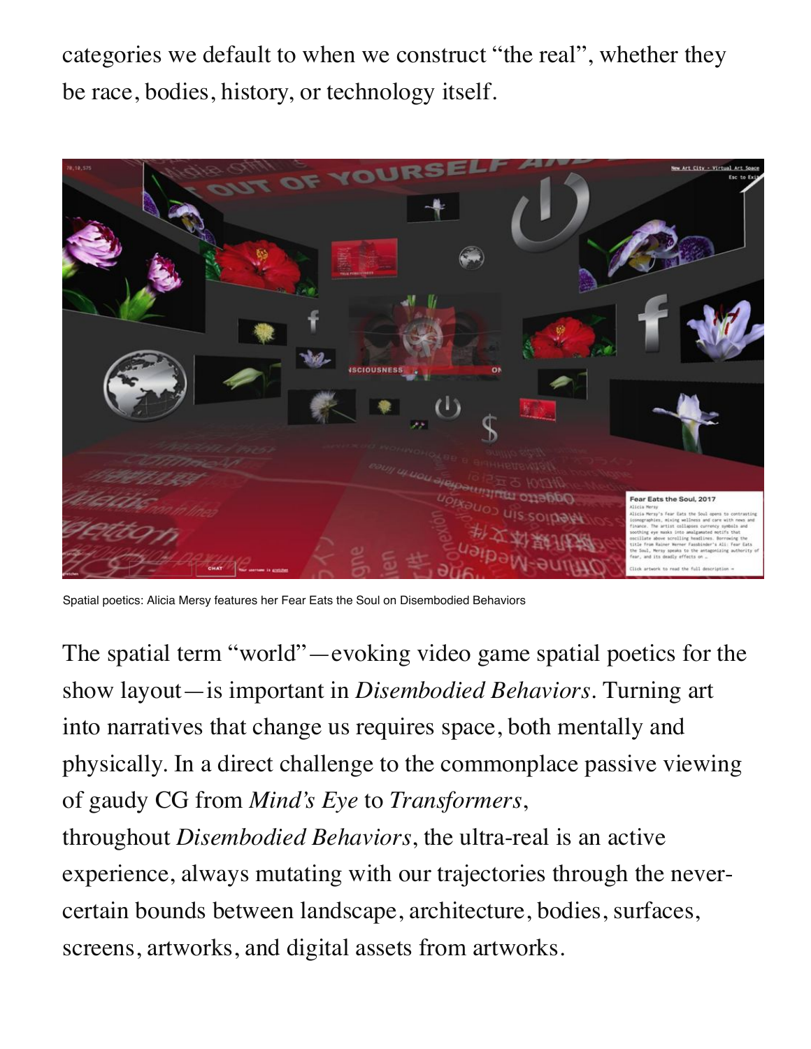categories we default to when we construct “the real”, whether they be race, bodies, history, or technology itself.

Spatial poetics: Alicia Mersy features her Fear Eats the Soul on Disembodied Behaviors

The spatial term “world”—evoking video game spatial poetics for the show layout—is important in *Disembodied Behaviors*. Turning art into narratives that change us requires space, both mentally and physically. In a direct challenge to the commonplace passive viewing of gaudy CG from *Mind’s Eye* to *Transformers*, throughout *Disembodied Behaviors*, the ultra-real is an active experience, always mutating with our trajectories through the never-certain bounds between landscape, architecture, bodies, surfaces, screens, artworks, and digital assets from artworks.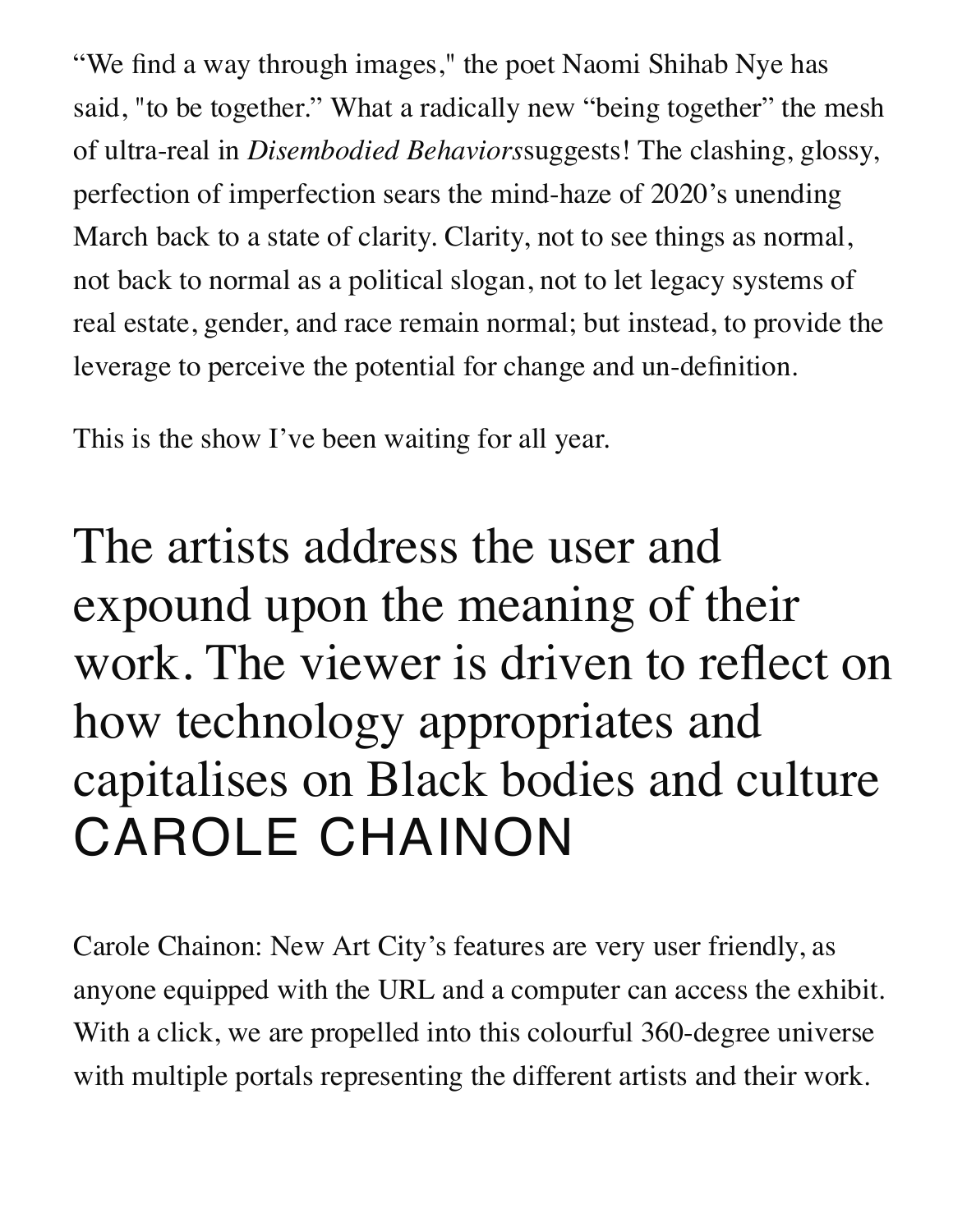"We find a way through images," the poet Naomi Shihab Nye has said, "to be together." What a radically new "being together" the mesh of ultra-real in *Disembodied Behaviors*suggests! The clashing, glossy, perfection of imperfection sears the mind-haze of 2020's unending March back to a state of clarity. Clarity, not to see things as normal, not back to normal as a political slogan, not to let legacy systems of real estate, gender, and race remain normal; but instead, to provide the leverage to perceive the potential for change and un-definition.

This is the show I've been waiting for all year.

> The artists address the user and expound upon the meaning of their work. The viewer is driven to reflect on how technology appropriates and capitalises on Black bodies and culture
> CAROLE CHAINON

Carole Chainon: New Art City's features are very user friendly, as anyone equipped with the URL and a computer can access the exhibit. With a click, we are propelled into this colourful 360-degree universe with multiple portals representing the different artists and their work.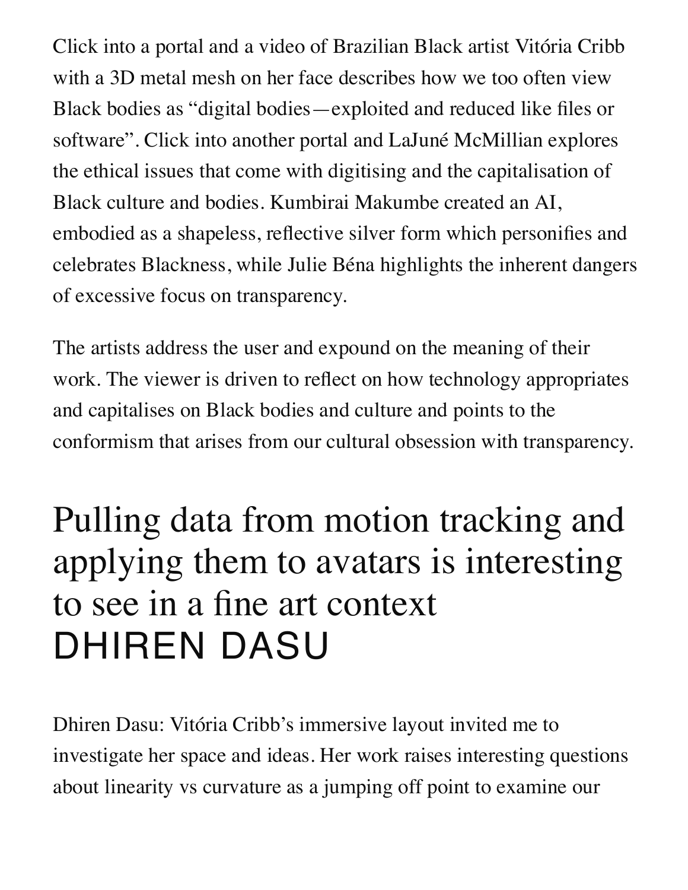Click into a portal and a video of Brazilian Black artist Vitória Cribb with a 3D metal mesh on her face describes how we too often view Black bodies as "digital bodies—exploited and reduced like files or software". Click into another portal and LaJuné McMillian explores the ethical issues that come with digitising and the capitalisation of Black culture and bodies. Kumbirai Makumbe created an AI, embodied as a shapeless, reflective silver form which personifies and celebrates Blackness, while Julie Béna highlights the inherent dangers of excessive focus on transparency.

The artists address the user and expound on the meaning of their work. The viewer is driven to reflect on how technology appropriates and capitalises on Black bodies and culture and points to the conformism that arises from our cultural obsession with transparency.

> Pulling data from motion tracking and applying them to avatars is interesting to see in a fine art context
> DHIREN DASU

Dhiren Dasu: Vitória Cribb's immersive layout invited me to investigate her space and ideas. Her work raises interesting questions about linearity vs curvature as a jumping off point to examine our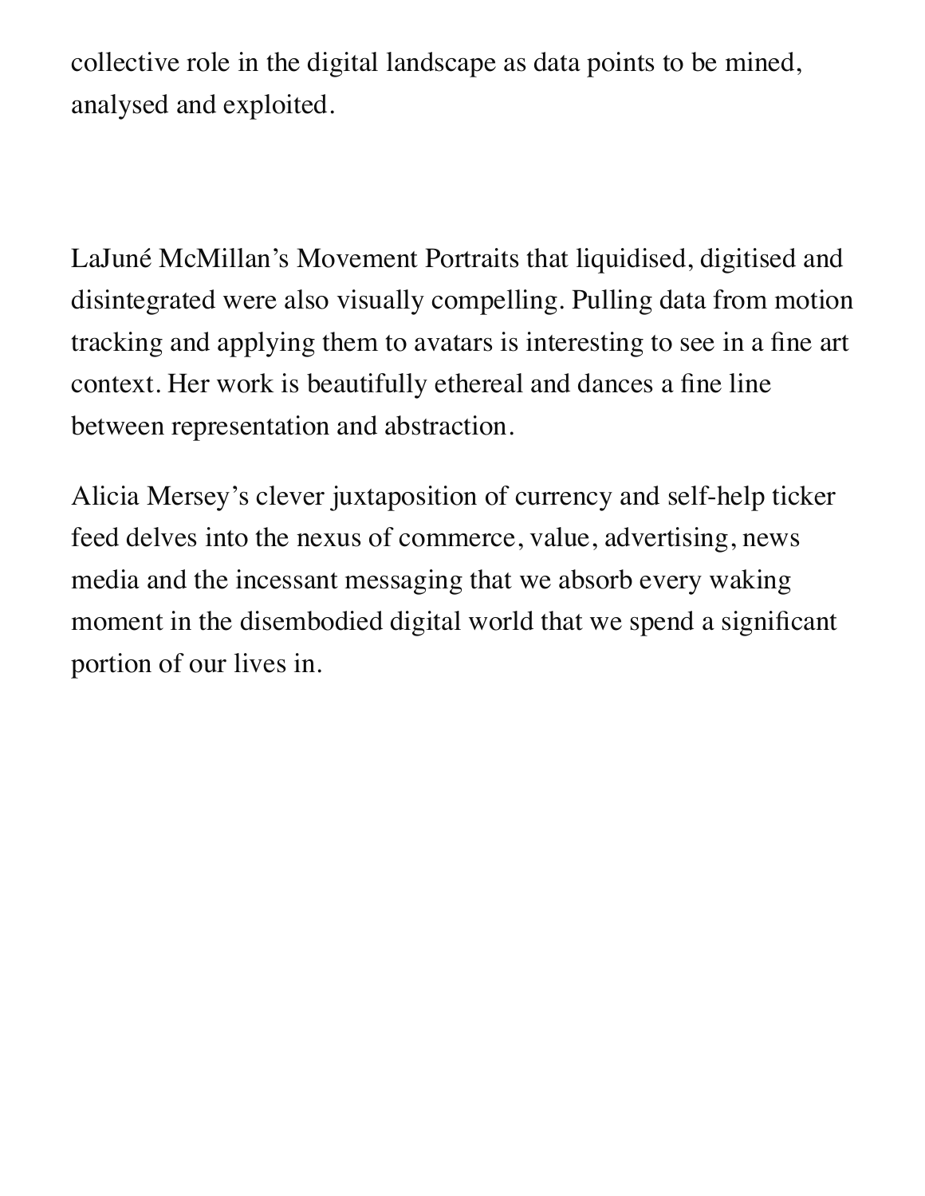collective role in the digital landscape as data points to be mined, analysed and exploited.

LaJuné McMillan's Movement Portraits that liquidised, digitised and disintegrated were also visually compelling. Pulling data from motion tracking and applying them to avatars is interesting to see in a fine art context. Her work is beautifully ethereal and dances a fine line between representation and abstraction.

Alicia Mersey's clever juxtaposition of currency and self-help ticker feed delves into the nexus of commerce, value, advertising, news media and the incessant messaging that we absorb every waking moment in the disembodied digital world that we spend a significant portion of our lives in.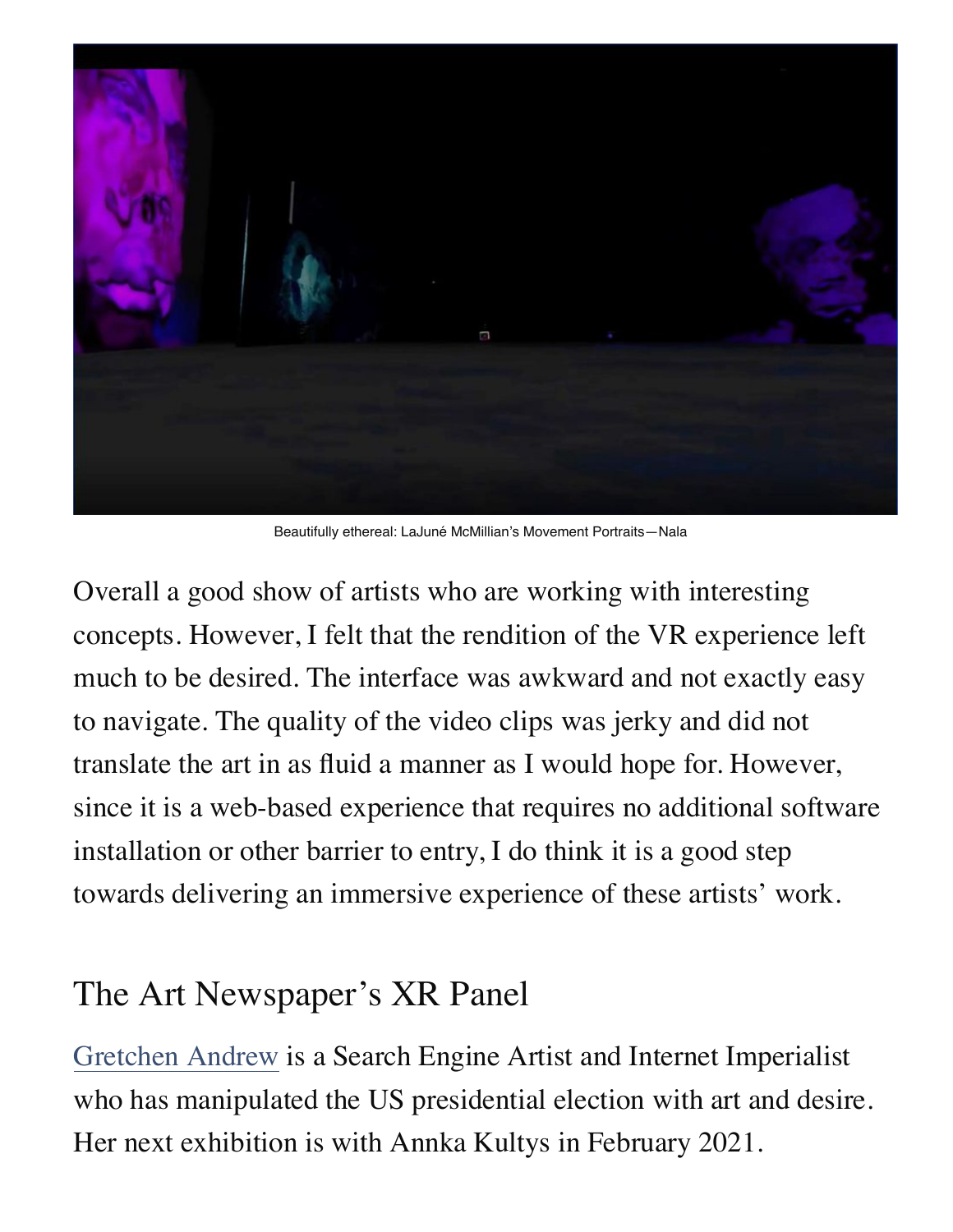Beautifully ethereal: LaJuné McMillian's Movement Portraits—Nala

Overall a good show of artists who are working with interesting concepts. However, I felt that the rendition of the VR experience left much to be desired. The interface was awkward and not exactly easy to navigate. The quality of the video clips was jerky and did not translate the art in as fluid a manner as I would hope for. However, since it is a web-based experience that requires no additional software installation or other barrier to entry, I do think it is a good step towards delivering an immersive experience of these artists' work.

## The Art Newspaper's XR Panel

Gretchen Andrew is a Search Engine Artist and Internet Imperialist who has manipulated the US presidential election with art and desire. Her next exhibition is with Annka Kultys in February 2021.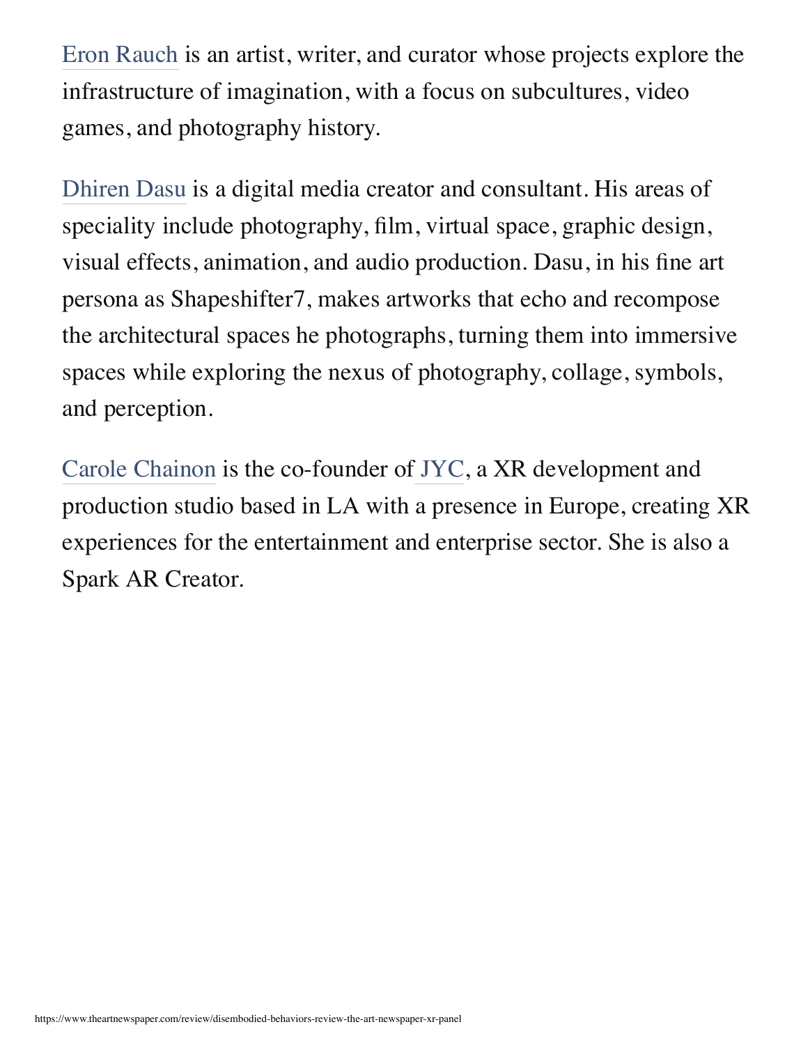Eron Rauch is an artist, writer, and curator whose projects explore the infrastructure of imagination, with a focus on subcultures, video games, and photography history.

Dhiren Dasu is a digital media creator and consultant. His areas of speciality include photography, film, virtual space, graphic design, visual effects, animation, and audio production. Dasu, in his fine art persona as Shapeshifter7, makes artworks that echo and recompose the architectural spaces he photographs, turning them into immersive spaces while exploring the nexus of photography, collage, symbols, and perception.

Carole Chainon is the co-founder of JYC, a XR development and production studio based in LA with a presence in Europe, creating XR experiences for the entertainment and enterprise sector. She is also a Spark AR Creator.